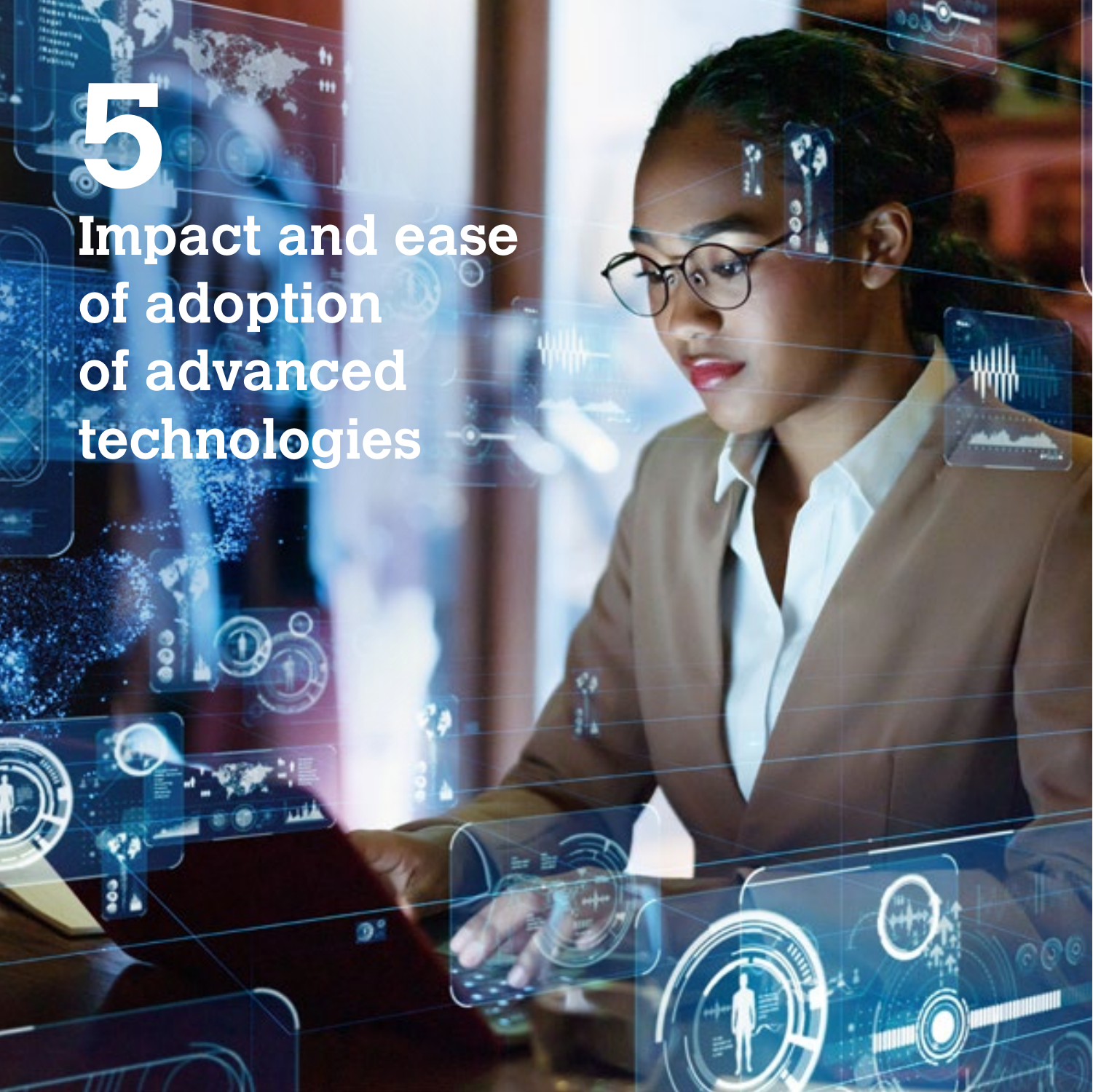# 5

# Impact and ease of adoption of advanced technologies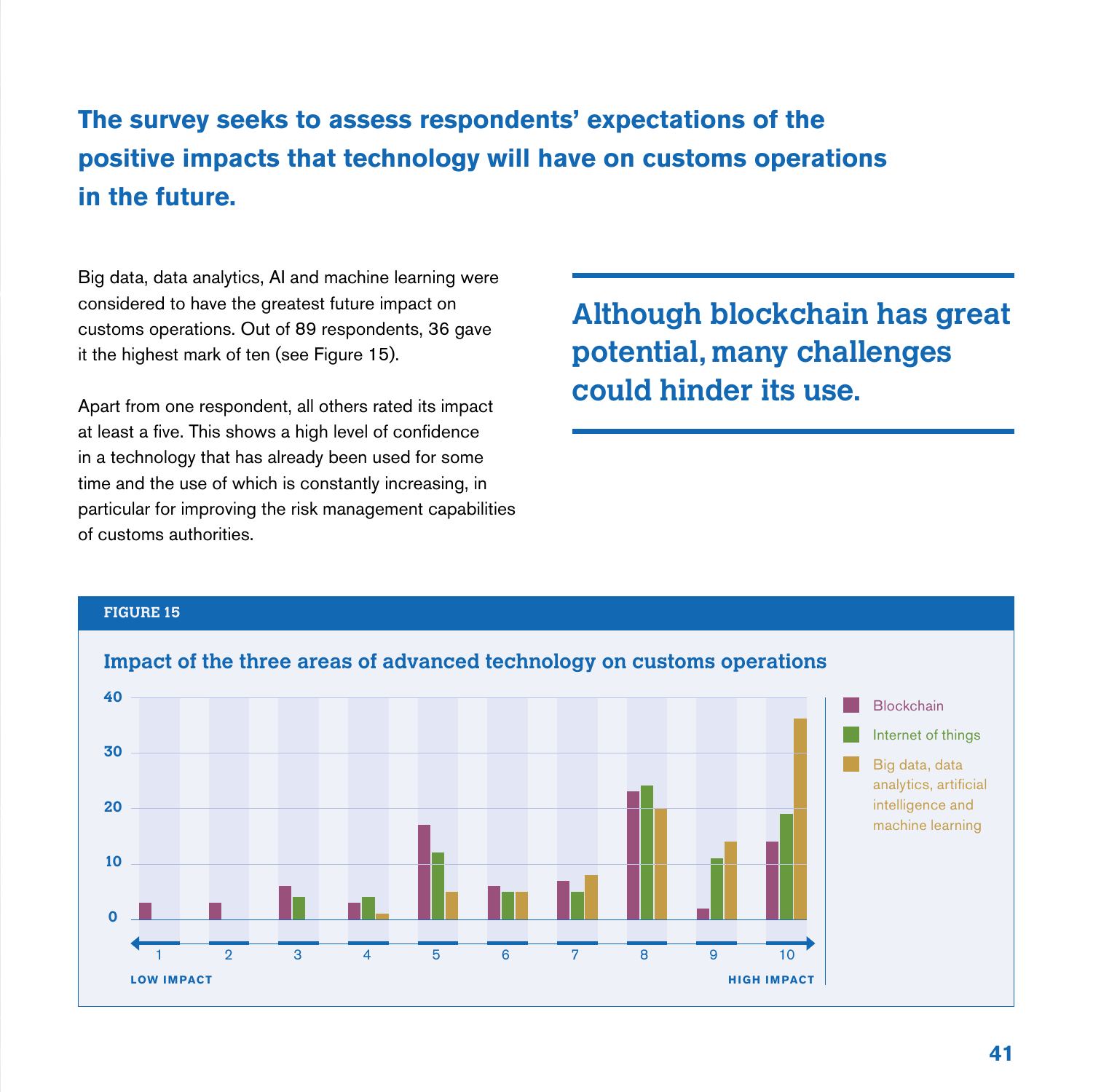## The survey seeks to assess respondents' expectations of the positive impacts that technology will have on customs operations in the future.

Big data, data analytics, AI and machine learning were considered to have the greatest future impact on customs operations. Out of 89 respondents, 36 gave it the highest mark of ten (see Figure 15).

Apart from one respondent, all others rated its impact at least a five. This shows a high level of confidence in a technology that has already been used for some time and the use of which is constantly increasing, in particular for improving the risk management capabilities of customs authorities.

**Although blockchain has great potential, many challenges could hinder its use.**

**FIGURE 15**

**Impact of the three areas of advanced technology on customs operations**

| Impact (1 = Low impact, 10 = High impact) | Blockchain | Internet of things | Big data, data analytics, artificial intelligence and machine learning |
|---|---|---|---|
| 1 | 3 | 0 | 0 |
| 2 | 3 | 0 | 0 |
| 3 | 6 | 4 | 0 |
| 4 | 3 | 4 | 1 |
| 5 | 17 | 12 | 5 |
| 6 | 6 | 5 | 5 |
| 7 | 7 | 5 | 8 |
| 8 | 23 | 24 | 20 |
| 9 | 2 | 11 | 14 |
| 10 | 14 | 19 | 36 |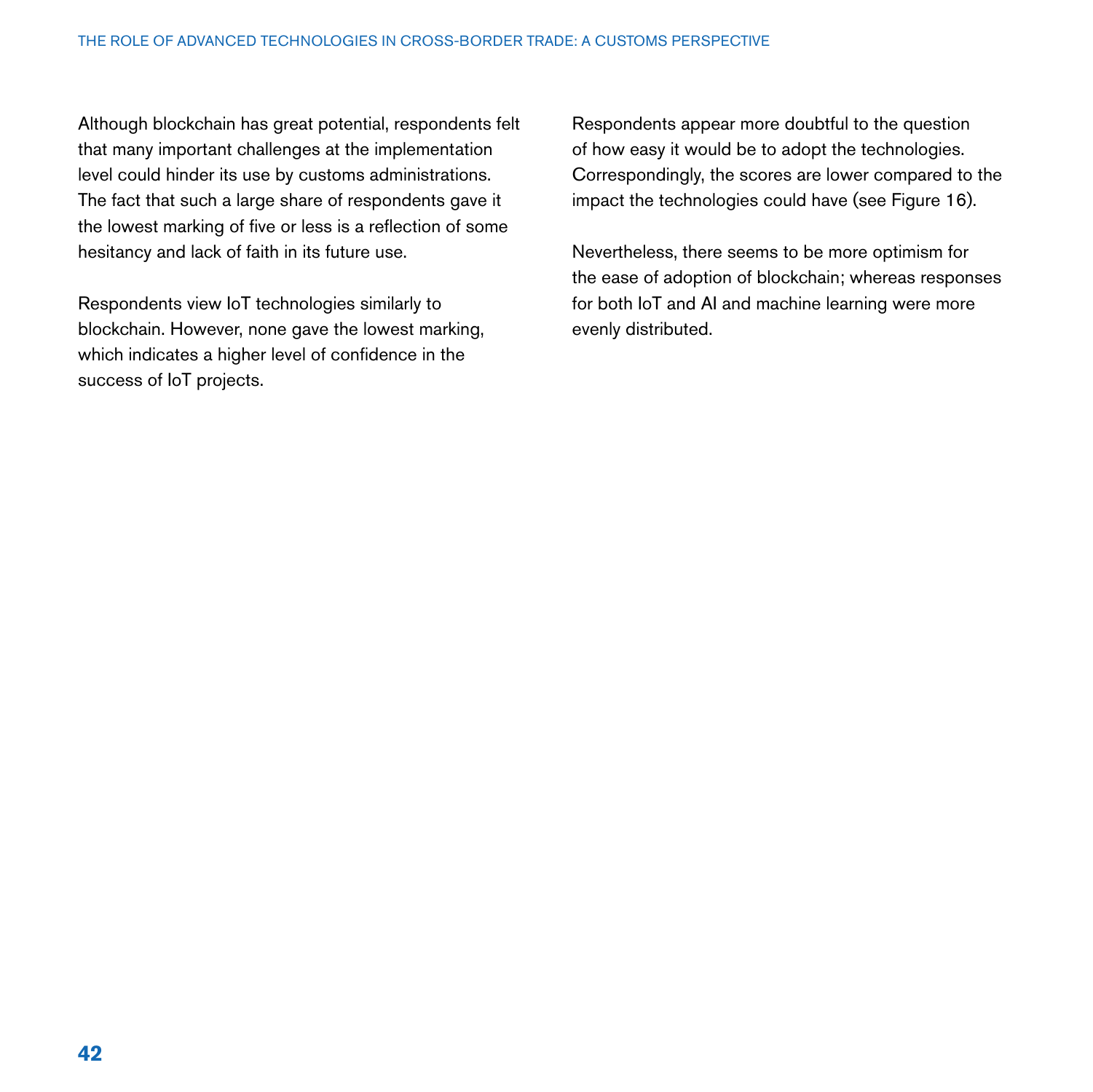Although blockchain has great potential, respondents felt that many important challenges at the implementation level could hinder its use by customs administrations. The fact that such a large share of respondents gave it the lowest marking of five or less is a reflection of some hesitancy and lack of faith in its future use.

Respondents view IoT technologies similarly to blockchain. However, none gave the lowest marking, which indicates a higher level of confidence in the success of IoT projects.

Respondents appear more doubtful to the question of how easy it would be to adopt the technologies. Correspondingly, the scores are lower compared to the impact the technologies could have (see Figure 16).

Nevertheless, there seems to be more optimism for the ease of adoption of blockchain; whereas responses for both IoT and AI and machine learning were more evenly distributed.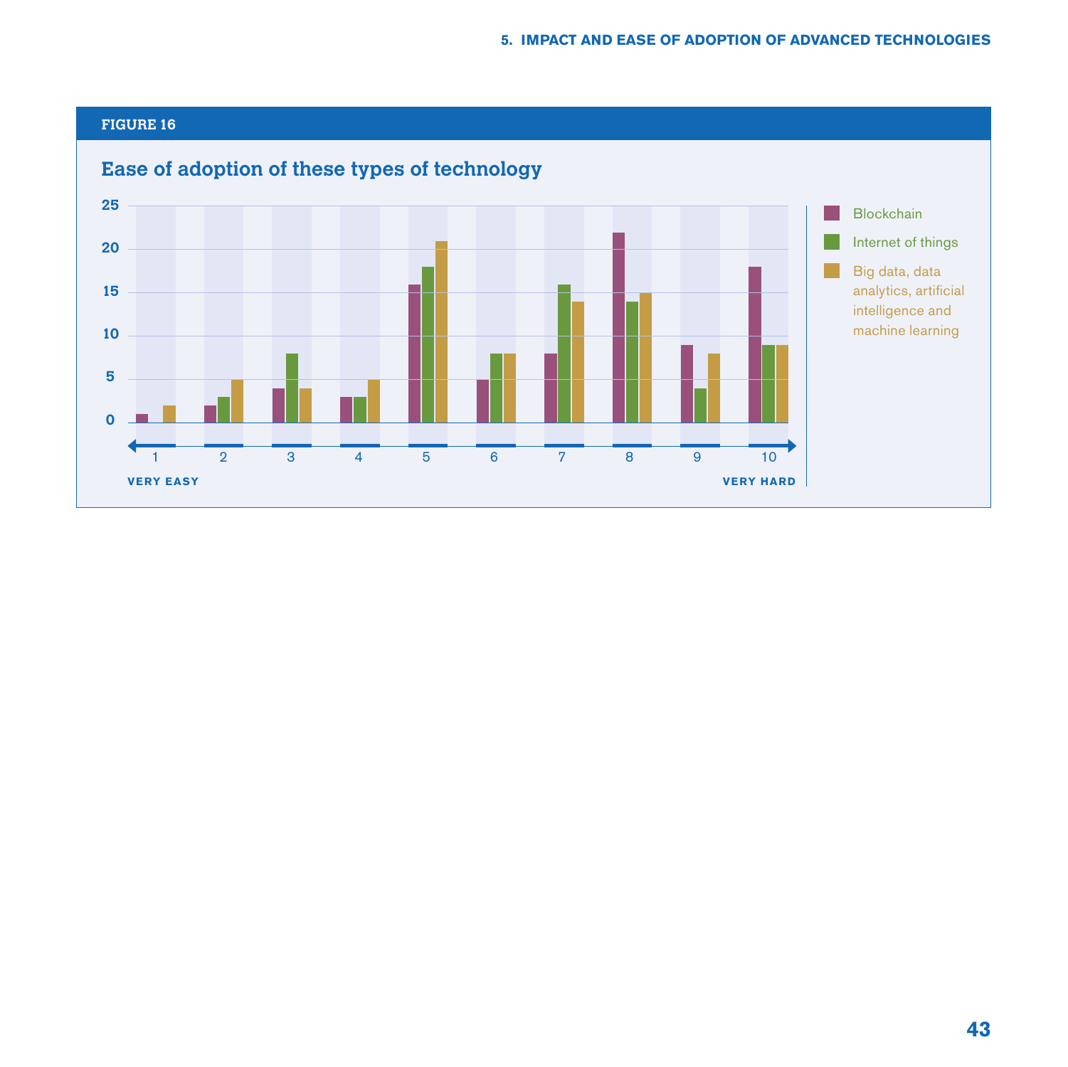**FIGURE 16**

## Ease of adoption of these types of technology

25
20
15
10
5
0

1
2
3
4
5
6
7
8
9
10

VERY EASY

VERY HARD

Blockchain

Internet of things

Big data, data analytics, artificial intelligence and machine learning